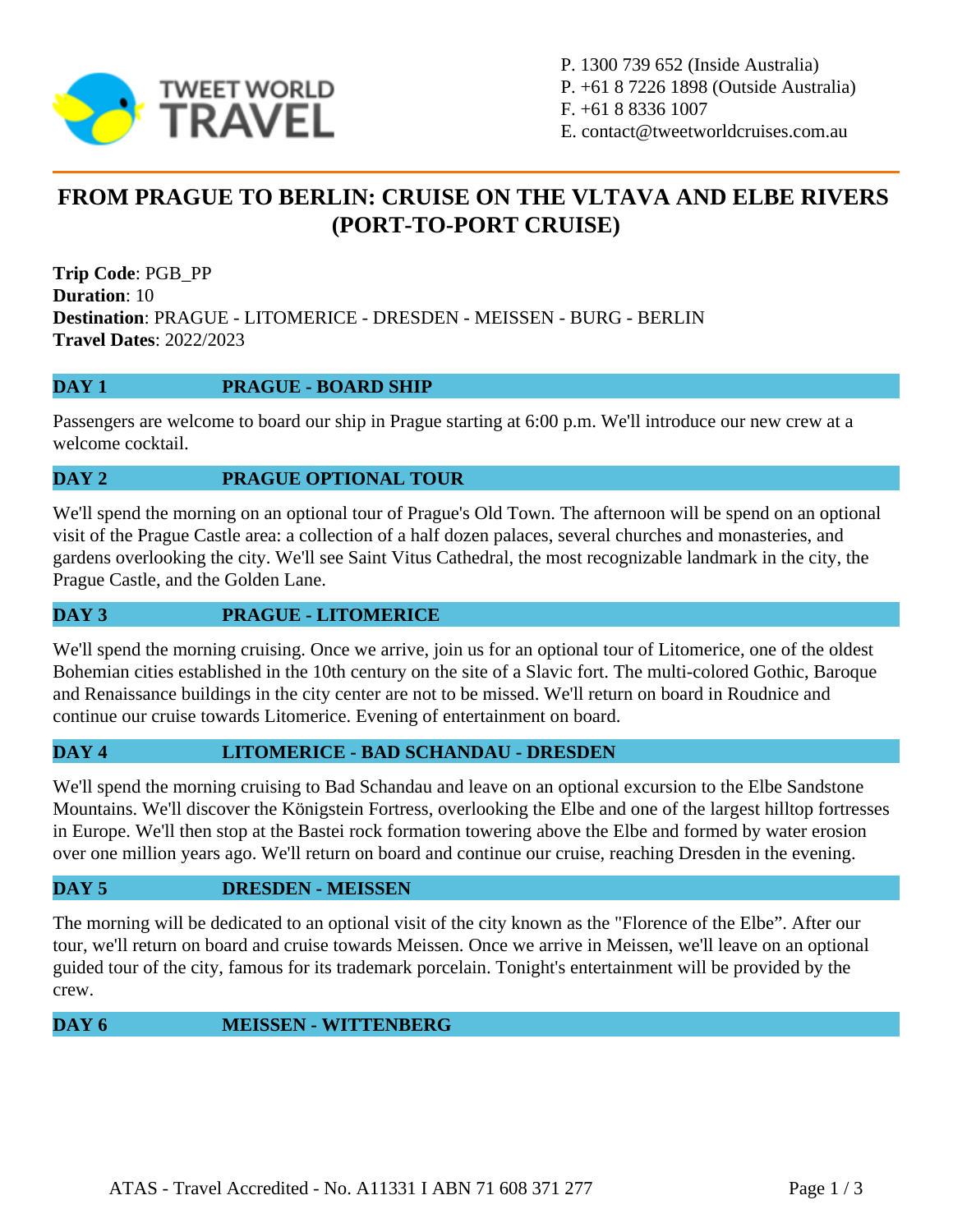P. 1300 739 652 (Inside Australia)
P. +61 8 7226 1898 (Outside Australia)
F. +61 8 8336 1007
E. contact@tweetworldcruises.com.au

# FROM PRAGUE TO BERLIN: CRUISE ON THE VLTAVA AND ELBE RIVERS (PORT-TO-PORT CRUISE)

**Trip Code**: PGB_PP
**Duration**: 10
**Destination**: PRAGUE - LITOMERICE - DRESDEN - MEISSEN - BURG - BERLIN
**Travel Dates**: 2022/2023

## DAY 1 PRAGUE - BOARD SHIP

Passengers are welcome to board our ship in Prague starting at 6:00 p.m. We'll introduce our new crew at a welcome cocktail.

## DAY 2 PRAGUE OPTIONAL TOUR

We'll spend the morning on an optional tour of Prague's Old Town. The afternoon will be spend on an optional visit of the Prague Castle area: a collection of a half dozen palaces, several churches and monasteries, and gardens overlooking the city. We'll see Saint Vitus Cathedral, the most recognizable landmark in the city, the Prague Castle, and the Golden Lane.

## DAY 3 PRAGUE - LITOMERICE

We'll spend the morning cruising. Once we arrive, join us for an optional tour of Litomerice, one of the oldest Bohemian cities established in the 10th century on the site of a Slavic fort. The multi-colored Gothic, Baroque and Renaissance buildings in the city center are not to be missed. We'll return on board in Roudnice and continue our cruise towards Litomerice. Evening of entertainment on board.

## DAY 4 LITOMERICE - BAD SCHANDAU - DRESDEN

We'll spend the morning cruising to Bad Schandau and leave on an optional excursion to the Elbe Sandstone Mountains. We'll discover the Königstein Fortress, overlooking the Elbe and one of the largest hilltop fortresses in Europe. We'll then stop at the Bastei rock formation towering above the Elbe and formed by water erosion over one million years ago. We'll return on board and continue our cruise, reaching Dresden in the evening.

## DAY 5 DRESDEN - MEISSEN

The morning will be dedicated to an optional visit of the city known as the "Florence of the Elbe". After our tour, we'll return on board and cruise towards Meissen. Once we arrive in Meissen, we'll leave on an optional guided tour of the city, famous for its trademark porcelain. Tonight's entertainment will be provided by the crew.

## DAY 6 MEISSEN - WITTENBERG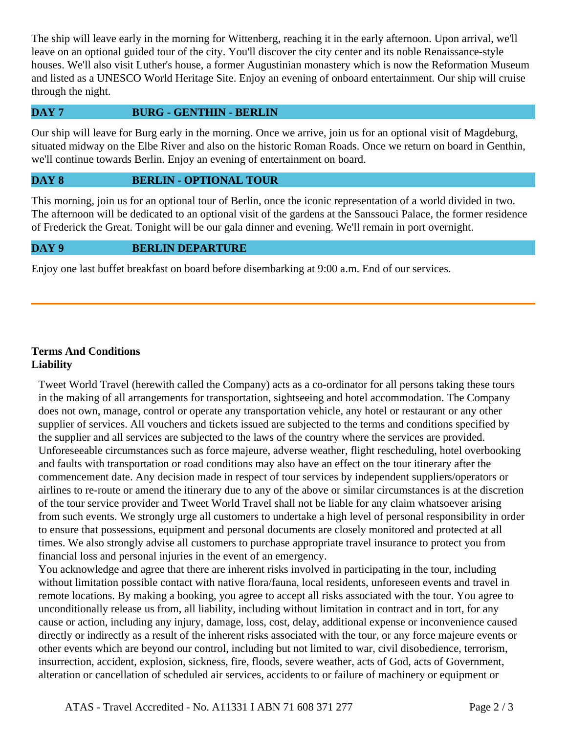The ship will leave early in the morning for Wittenberg, reaching it in the early afternoon. Upon arrival, we'll leave on an optional guided tour of the city. You'll discover the city center and its noble Renaissance-style houses. We'll also visit Luther's house, a former Augustinian monastery which is now the Reformation Museum and listed as a UNESCO World Heritage Site. Enjoy an evening of onboard entertainment. Our ship will cruise through the night.

### DAY 7 BURG - GENTHIN - BERLIN

Our ship will leave for Burg early in the morning. Once we arrive, join us for an optional visit of Magdeburg, situated midway on the Elbe River and also on the historic Roman Roads. Once we return on board in Genthin, we'll continue towards Berlin. Enjoy an evening of entertainment on board.

### DAY 8 BERLIN - OPTIONAL TOUR

This morning, join us for an optional tour of Berlin, once the iconic representation of a world divided in two. The afternoon will be dedicated to an optional visit of the gardens at the Sanssouci Palace, the former residence of Frederick the Great. Tonight will be our gala dinner and evening. We'll remain in port overnight.

### DAY 9 BERLIN DEPARTURE

Enjoy one last buffet breakfast on board before disembarking at 9:00 a.m. End of our services.

---

**Terms And Conditions**
**Liability**

Tweet World Travel (herewith called the Company) acts as a co-ordinator for all persons taking these tours in the making of all arrangements for transportation, sightseeing and hotel accommodation. The Company does not own, manage, control or operate any transportation vehicle, any hotel or restaurant or any other supplier of services. All vouchers and tickets issued are subjected to the terms and conditions specified by the supplier and all services are subjected to the laws of the country where the services are provided. Unforeseeable circumstances such as force majeure, adverse weather, flight rescheduling, hotel overbooking and faults with transportation or road conditions may also have an effect on the tour itinerary after the commencement date. Any decision made in respect of tour services by independent suppliers/operators or airlines to re-route or amend the itinerary due to any of the above or similar circumstances is at the discretion of the tour service provider and Tweet World Travel shall not be liable for any claim whatsoever arising from such events. We strongly urge all customers to undertake a high level of personal responsibility in order to ensure that possessions, equipment and personal documents are closely monitored and protected at all times. We also strongly advise all customers to purchase appropriate travel insurance to protect you from financial loss and personal injuries in the event of an emergency.
You acknowledge and agree that there are inherent risks involved in participating in the tour, including without limitation possible contact with native flora/fauna, local residents, unforeseen events and travel in remote locations. By making a booking, you agree to accept all risks associated with the tour. You agree to unconditionally release us from, all liability, including without limitation in contract and in tort, for any cause or action, including any injury, damage, loss, cost, delay, additional expense or inconvenience caused directly or indirectly as a result of the inherent risks associated with the tour, or any force majeure events or other events which are beyond our control, including but not limited to war, civil disobedience, terrorism, insurrection, accident, explosion, sickness, fire, floods, severe weather, acts of God, acts of Government, alteration or cancellation of scheduled air services, accidents to or failure of machinery or equipment or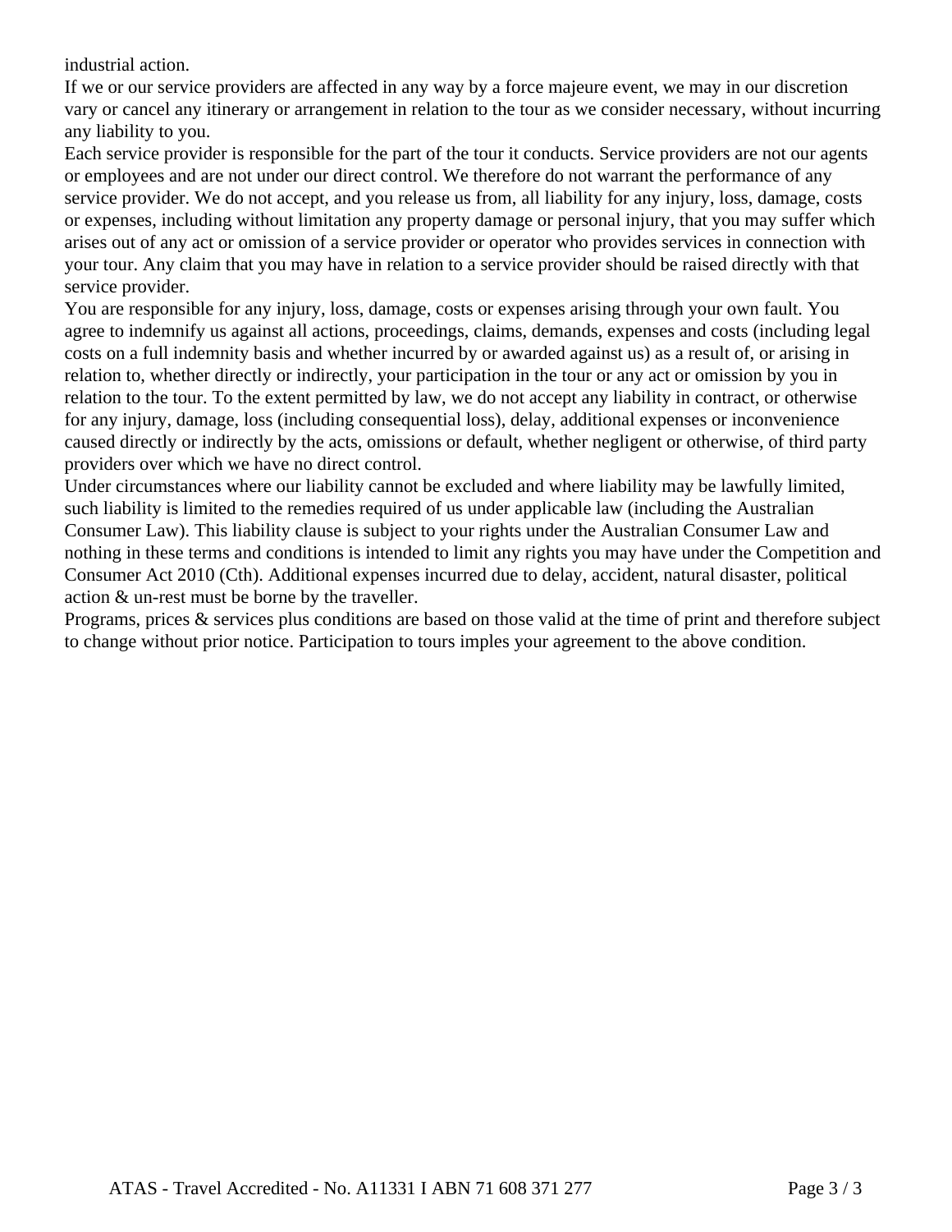industrial action.

If we or our service providers are affected in any way by a force majeure event, we may in our discretion vary or cancel any itinerary or arrangement in relation to the tour as we consider necessary, without incurring any liability to you.

Each service provider is responsible for the part of the tour it conducts. Service providers are not our agents or employees and are not under our direct control. We therefore do not warrant the performance of any service provider. We do not accept, and you release us from, all liability for any injury, loss, damage, costs or expenses, including without limitation any property damage or personal injury, that you may suffer which arises out of any act or omission of a service provider or operator who provides services in connection with your tour. Any claim that you may have in relation to a service provider should be raised directly with that service provider.

You are responsible for any injury, loss, damage, costs or expenses arising through your own fault. You agree to indemnify us against all actions, proceedings, claims, demands, expenses and costs (including legal costs on a full indemnity basis and whether incurred by or awarded against us) as a result of, or arising in relation to, whether directly or indirectly, your participation in the tour or any act or omission by you in relation to the tour. To the extent permitted by law, we do not accept any liability in contract, or otherwise for any injury, damage, loss (including consequential loss), delay, additional expenses or inconvenience caused directly or indirectly by the acts, omissions or default, whether negligent or otherwise, of third party providers over which we have no direct control.

Under circumstances where our liability cannot be excluded and where liability may be lawfully limited, such liability is limited to the remedies required of us under applicable law (including the Australian Consumer Law). This liability clause is subject to your rights under the Australian Consumer Law and nothing in these terms and conditions is intended to limit any rights you may have under the Competition and Consumer Act 2010 (Cth). Additional expenses incurred due to delay, accident, natural disaster, political action & un-rest must be borne by the traveller.

Programs, prices & services plus conditions are based on those valid at the time of print and therefore subject to change without prior notice. Participation to tours imples your agreement to the above condition.

ATAS - Travel Accredited - No. A11331 I ABN 71 608 371 277